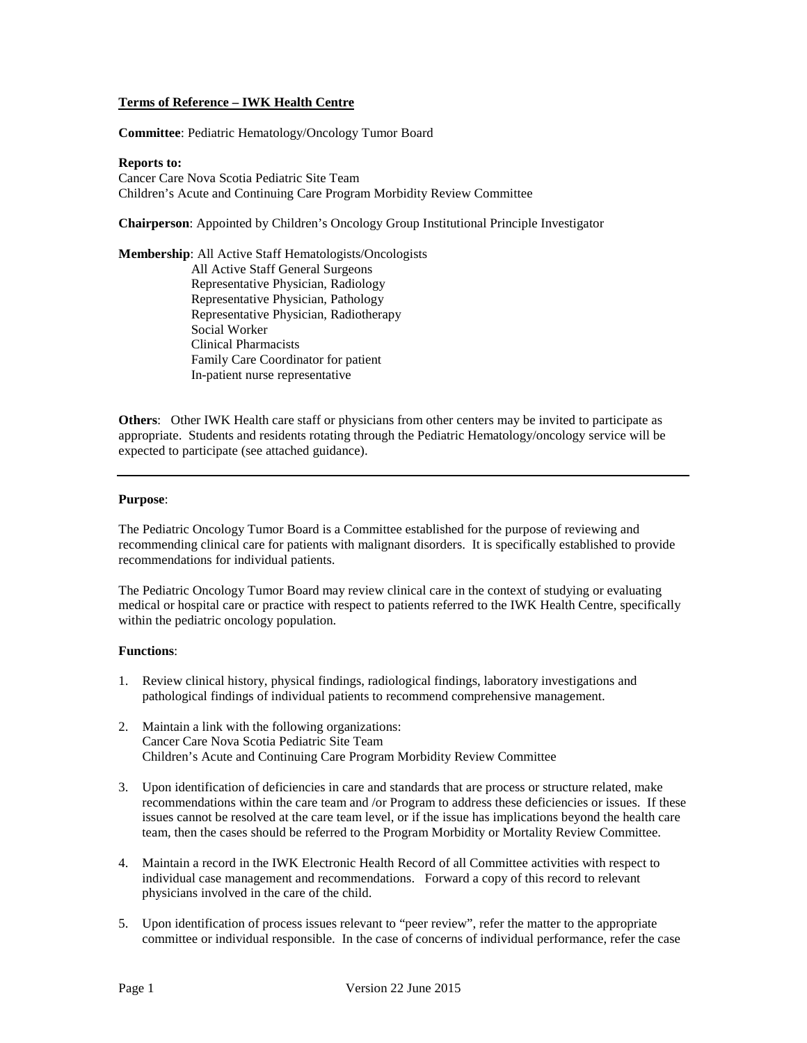**<u>Terms of Reference – IWK Health Centre</u>**

**Committee**: Pediatric Hematology/Oncology Tumor Board

**Reports to:**
Cancer Care Nova Scotia Pediatric Site Team
Children's Acute and Continuing Care Program Morbidity Review Committee

**Chairperson**: Appointed by Children's Oncology Group Institutional Principle Investigator

**Membership**: All Active Staff Hematologists/Oncologists
All Active Staff General Surgeons
Representative Physician, Radiology
Representative Physician, Pathology
Representative Physician, Radiotherapy
Social Worker
Clinical Pharmacists
Family Care Coordinator for patient
In-patient nurse representative

**Others**: Other IWK Health care staff or physicians from other centers may be invited to participate as appropriate. Students and residents rotating through the Pediatric Hematology/oncology service will be expected to participate (see attached guidance).

---

**Purpose**:

The Pediatric Oncology Tumor Board is a Committee established for the purpose of reviewing and recommending clinical care for patients with malignant disorders. It is specifically established to provide recommendations for individual patients.

The Pediatric Oncology Tumor Board may review clinical care in the context of studying or evaluating medical or hospital care or practice with respect to patients referred to the IWK Health Centre, specifically within the pediatric oncology population.

**Functions**:

1. Review clinical history, physical findings, radiological findings, laboratory investigations and pathological findings of individual patients to recommend comprehensive management.

2. Maintain a link with the following organizations:
   Cancer Care Nova Scotia Pediatric Site Team
   Children's Acute and Continuing Care Program Morbidity Review Committee

3. Upon identification of deficiencies in care and standards that are process or structure related, make recommendations within the care team and /or Program to address these deficiencies or issues. If these issues cannot be resolved at the care team level, or if the issue has implications beyond the health care team, then the cases should be referred to the Program Morbidity or Mortality Review Committee.

4. Maintain a record in the IWK Electronic Health Record of all Committee activities with respect to individual case management and recommendations. Forward a copy of this record to relevant physicians involved in the care of the child.

5. Upon identification of process issues relevant to "peer review", refer the matter to the appropriate committee or individual responsible. In the case of concerns of individual performance, refer the case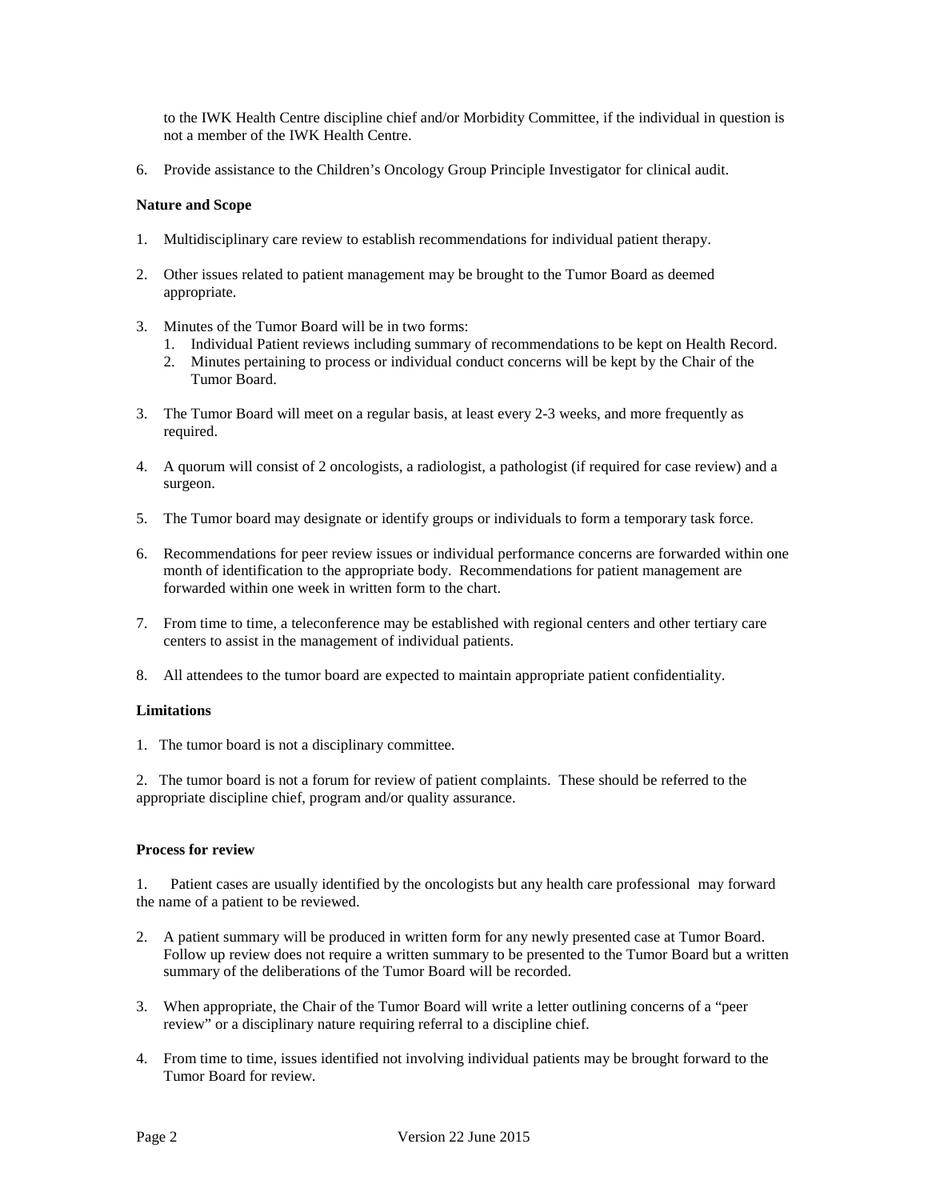to the IWK Health Centre discipline chief and/or Morbidity Committee, if the individual in question is not a member of the IWK Health Centre.

6. Provide assistance to the Children's Oncology Group Principle Investigator for clinical audit.

**Nature and Scope**

1. Multidisciplinary care review to establish recommendations for individual patient therapy.

2. Other issues related to patient management may be brought to the Tumor Board as deemed appropriate.

3. Minutes of the Tumor Board will be in two forms:
   1. Individual Patient reviews including summary of recommendations to be kept on Health Record.
   2. Minutes pertaining to process or individual conduct concerns will be kept by the Chair of the Tumor Board.

3. The Tumor Board will meet on a regular basis, at least every 2-3 weeks, and more frequently as required.

4. A quorum will consist of 2 oncologists, a radiologist, a pathologist (if required for case review) and a surgeon.

5. The Tumor board may designate or identify groups or individuals to form a temporary task force.

6. Recommendations for peer review issues or individual performance concerns are forwarded within one month of identification to the appropriate body. Recommendations for patient management are forwarded within one week in written form to the chart.

7. From time to time, a teleconference may be established with regional centers and other tertiary care centers to assist in the management of individual patients.

8. All attendees to the tumor board are expected to maintain appropriate patient confidentiality.

**Limitations**

1. The tumor board is not a disciplinary committee.

2. The tumor board is not a forum for review of patient complaints. These should be referred to the appropriate discipline chief, program and/or quality assurance.

**Process for review**

1. Patient cases are usually identified by the oncologists but any health care professional may forward the name of a patient to be reviewed.

2. A patient summary will be produced in written form for any newly presented case at Tumor Board. Follow up review does not require a written summary to be presented to the Tumor Board but a written summary of the deliberations of the Tumor Board will be recorded.

3. When appropriate, the Chair of the Tumor Board will write a letter outlining concerns of a "peer review" or a disciplinary nature requiring referral to a discipline chief.

4. From time to time, issues identified not involving individual patients may be brought forward to the Tumor Board for review.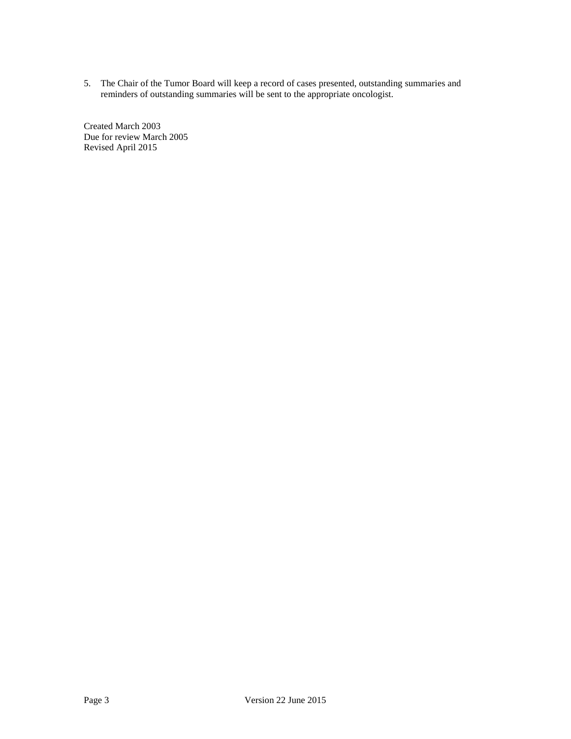5. The Chair of the Tumor Board will keep a record of cases presented, outstanding summaries and reminders of outstanding summaries will be sent to the appropriate oncologist.

Created March 2003
Due for review March 2005
Revised April 2015